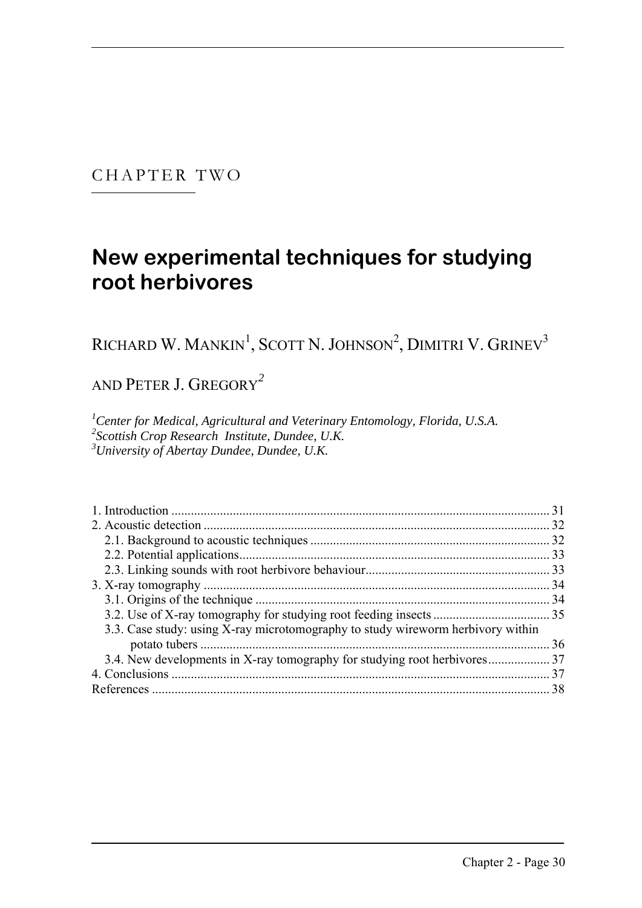CHAPTER TWO

# New experimental techniques for studying root herbivores

RICHARD W. MANKIN[1], SCOTT N. JOHNSON[2], DIMITRI V. GRINEV[3] AND PETER J. GREGORY[2]

[1]*Center for Medical, Agricultural and Veterinary Entomology, Florida, U.S.A.*
[2]*Scottish Crop Research Institute, Dundee, U.K.*
[3]*University of Abertay Dundee, Dundee, U.K.*

1. Introduction .................... 31
2. Acoustic detection .................... 32
   2.1. Background to acoustic techniques .................... 32
   2.2. Potential applications .................... 33
   2.3. Linking sounds with root herbivore behaviour .................... 33
3. X-ray tomography .................... 34
   3.1. Origins of the technique .................... 34
   3.2. Use of X-ray tomography for studying root feeding insects .................... 35
   3.3. Case study: using X-ray microtomography to study wireworm herbivory within potato tubers .................... 36
   3.4. New developments in X-ray tomography for studying root herbivores .................... 37
4. Conclusions .................... 37
References .................... 38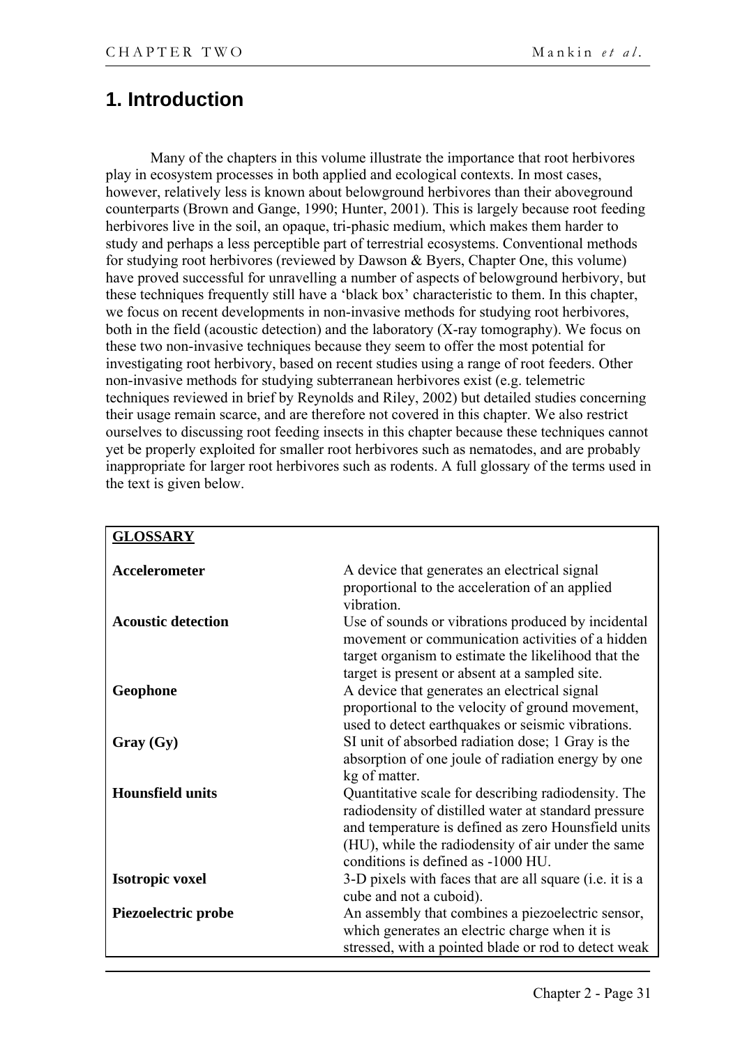# 1. Introduction

Many of the chapters in this volume illustrate the importance that root herbivores play in ecosystem processes in both applied and ecological contexts. In most cases, however, relatively less is known about belowground herbivores than their aboveground counterparts (Brown and Gange, 1990; Hunter, 2001). This is largely because root feeding herbivores live in the soil, an opaque, tri-phasic medium, which makes them harder to study and perhaps a less perceptible part of terrestrial ecosystems. Conventional methods for studying root herbivores (reviewed by Dawson & Byers, Chapter One, this volume) have proved successful for unravelling a number of aspects of belowground herbivory, but these techniques frequently still have a 'black box' characteristic to them. In this chapter, we focus on recent developments in non-invasive methods for studying root herbivores, both in the field (acoustic detection) and the laboratory (X-ray tomography). We focus on these two non-invasive techniques because they seem to offer the most potential for investigating root herbivory, based on recent studies using a range of root feeders. Other non-invasive methods for studying subterranean herbivores exist (e.g. telemetric techniques reviewed in brief by Reynolds and Riley, 2002) but detailed studies concerning their usage remain scarce, and are therefore not covered in this chapter. We also restrict ourselves to discussing root feeding insects in this chapter because these techniques cannot yet be properly exploited for smaller root herbivores such as nematodes, and are probably inappropriate for larger root herbivores such as rodents. A full glossary of the terms used in the text is given below.

| **GLOSSARY** | |
|---|---|
| **Accelerometer** | A device that generates an electrical signal proportional to the acceleration of an applied vibration. |
| **Acoustic detection** | Use of sounds or vibrations produced by incidental movement or communication activities of a hidden target organism to estimate the likelihood that the target is present or absent at a sampled site. |
| **Geophone** | A device that generates an electrical signal proportional to the velocity of ground movement, used to detect earthquakes or seismic vibrations. |
| **Gray (Gy)** | SI unit of absorbed radiation dose; 1 Gray is the absorption of one joule of radiation energy by one kg of matter. |
| **Hounsfield units** | Quantitative scale for describing radiodensity. The radiodensity of distilled water at standard pressure and temperature is defined as zero Hounsfield units (HU), while the radiodensity of air under the same conditions is defined as -1000 HU. |
| **Isotropic voxel** | 3-D pixels with faces that are all square (i.e. it is a cube and not a cuboid). |
| **Piezoelectric probe** | An assembly that combines a piezoelectric sensor, which generates an electric charge when it is stressed, with a pointed blade or rod to detect weak |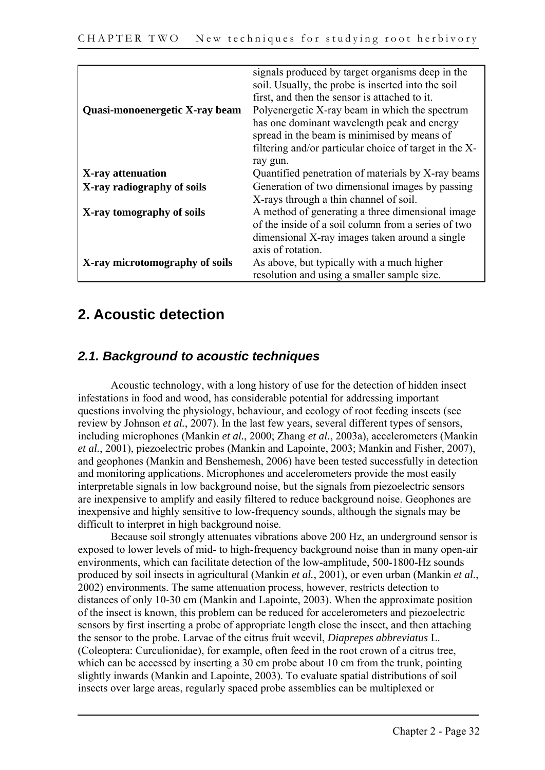| | |
|---|---|
| | signals produced by target organisms deep in the soil. Usually, the probe is inserted into the soil first, and then the sensor is attached to it. |
| **Quasi-monoenergetic X-ray beam** | Polyenergetic X-ray beam in which the spectrum has one dominant wavelength peak and energy spread in the beam is minimised by means of filtering and/or particular choice of target in the X-ray gun. |
| **X-ray attenuation** | Quantified penetration of materials by X-ray beams |
| **X-ray radiography of soils** | Generation of two dimensional images by passing X-rays through a thin channel of soil. |
| **X-ray tomography of soils** | A method of generating a three dimensional image of the inside of a soil column from a series of two dimensional X-ray images taken around a single axis of rotation. |
| **X-ray microtomography of soils** | As above, but typically with a much higher resolution and using a smaller sample size. |

## 2. Acoustic detection

### *2.1. Background to acoustic techniques*

Acoustic technology, with a long history of use for the detection of hidden insect infestations in food and wood, has considerable potential for addressing important questions involving the physiology, behaviour, and ecology of root feeding insects (see review by Johnson *et al.*, 2007). In the last few years, several different types of sensors, including microphones (Mankin *et al.*, 2000; Zhang *et al.*, 2003a), accelerometers (Mankin *et al.*, 2001), piezoelectric probes (Mankin and Lapointe, 2003; Mankin and Fisher, 2007), and geophones (Mankin and Benshemesh, 2006) have been tested successfully in detection and monitoring applications. Microphones and accelerometers provide the most easily interpretable signals in low background noise, but the signals from piezoelectric sensors are inexpensive to amplify and easily filtered to reduce background noise. Geophones are inexpensive and highly sensitive to low-frequency sounds, although the signals may be difficult to interpret in high background noise.

Because soil strongly attenuates vibrations above 200 Hz, an underground sensor is exposed to lower levels of mid- to high-frequency background noise than in many open-air environments, which can facilitate detection of the low-amplitude, 500-1800-Hz sounds produced by soil insects in agricultural (Mankin *et al.*, 2001), or even urban (Mankin *et al.*, 2002) environments. The same attenuation process, however, restricts detection to distances of only 10-30 cm (Mankin and Lapointe, 2003). When the approximate position of the insect is known, this problem can be reduced for accelerometers and piezoelectric sensors by first inserting a probe of appropriate length close the insect, and then attaching the sensor to the probe. Larvae of the citrus fruit weevil, *Diaprepes abbreviatus* L. (Coleoptera: Curculionidae), for example, often feed in the root crown of a citrus tree, which can be accessed by inserting a 30 cm probe about 10 cm from the trunk, pointing slightly inwards (Mankin and Lapointe, 2003). To evaluate spatial distributions of soil insects over large areas, regularly spaced probe assemblies can be multiplexed or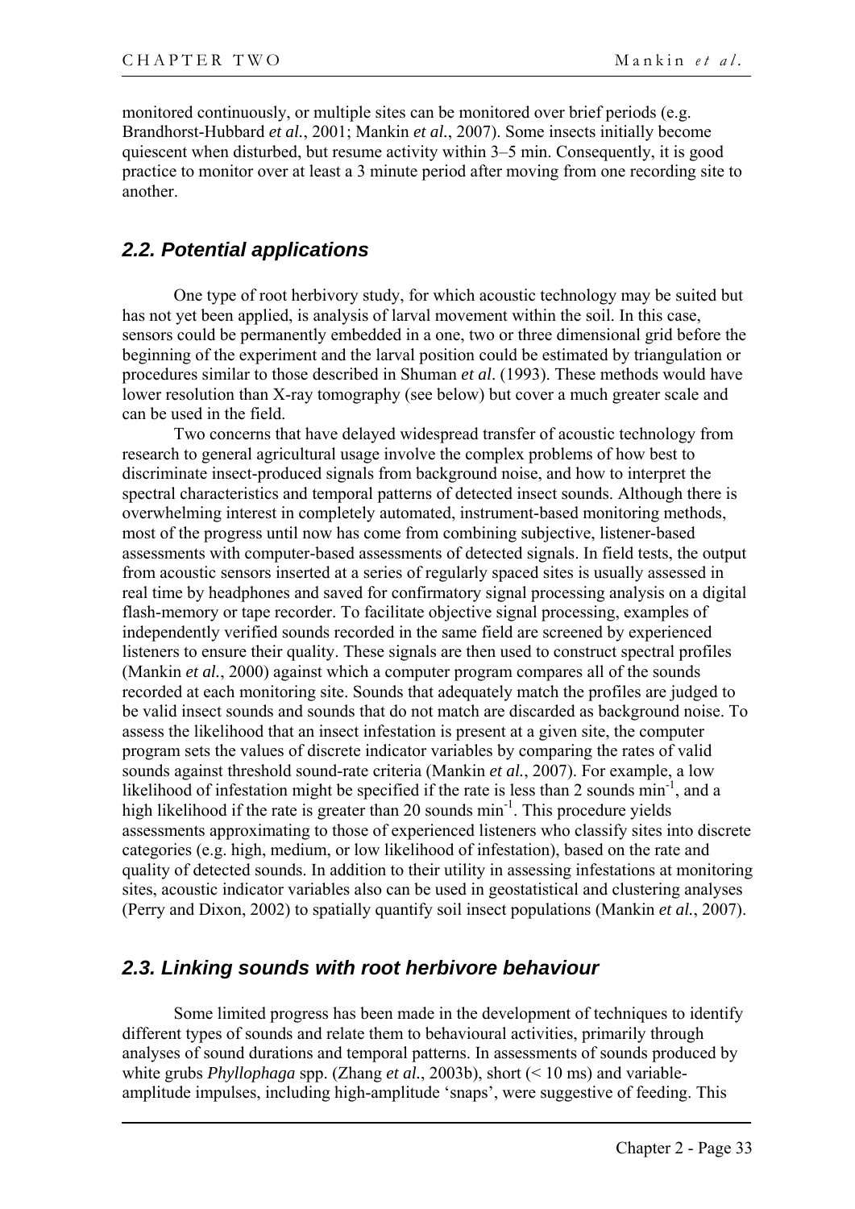monitored continuously, or multiple sites can be monitored over brief periods (e.g. Brandhorst-Hubbard *et al.*, 2001; Mankin *et al.*, 2007). Some insects initially become quiescent when disturbed, but resume activity within 3–5 min. Consequently, it is good practice to monitor over at least a 3 minute period after moving from one recording site to another.

## *2.2. Potential applications*

One type of root herbivory study, for which acoustic technology may be suited but has not yet been applied, is analysis of larval movement within the soil. In this case, sensors could be permanently embedded in a one, two or three dimensional grid before the beginning of the experiment and the larval position could be estimated by triangulation or procedures similar to those described in Shuman *et al*. (1993). These methods would have lower resolution than X-ray tomography (see below) but cover a much greater scale and can be used in the field.

Two concerns that have delayed widespread transfer of acoustic technology from research to general agricultural usage involve the complex problems of how best to discriminate insect-produced signals from background noise, and how to interpret the spectral characteristics and temporal patterns of detected insect sounds. Although there is overwhelming interest in completely automated, instrument-based monitoring methods, most of the progress until now has come from combining subjective, listener-based assessments with computer-based assessments of detected signals. In field tests, the output from acoustic sensors inserted at a series of regularly spaced sites is usually assessed in real time by headphones and saved for confirmatory signal processing analysis on a digital flash-memory or tape recorder. To facilitate objective signal processing, examples of independently verified sounds recorded in the same field are screened by experienced listeners to ensure their quality. These signals are then used to construct spectral profiles (Mankin *et al.*, 2000) against which a computer program compares all of the sounds recorded at each monitoring site. Sounds that adequately match the profiles are judged to be valid insect sounds and sounds that do not match are discarded as background noise. To assess the likelihood that an insect infestation is present at a given site, the computer program sets the values of discrete indicator variables by comparing the rates of valid sounds against threshold sound-rate criteria (Mankin *et al.*, 2007). For example, a low likelihood of infestation might be specified if the rate is less than 2 sounds $min^{-1}$, and a high likelihood if the rate is greater than 20 sounds $min^{-1}$. This procedure yields assessments approximating to those of experienced listeners who classify sites into discrete categories (e.g. high, medium, or low likelihood of infestation), based on the rate and quality of detected sounds. In addition to their utility in assessing infestations at monitoring sites, acoustic indicator variables also can be used in geostatistical and clustering analyses (Perry and Dixon, 2002) to spatially quantify soil insect populations (Mankin *et al.*, 2007).

## *2.3. Linking sounds with root herbivore behaviour*

Some limited progress has been made in the development of techniques to identify different types of sounds and relate them to behavioural activities, primarily through analyses of sound durations and temporal patterns. In assessments of sounds produced by white grubs *Phyllophaga* spp. (Zhang *et al.*, 2003b), short (< 10 ms) and variable-amplitude impulses, including high-amplitude 'snaps', were suggestive of feeding. This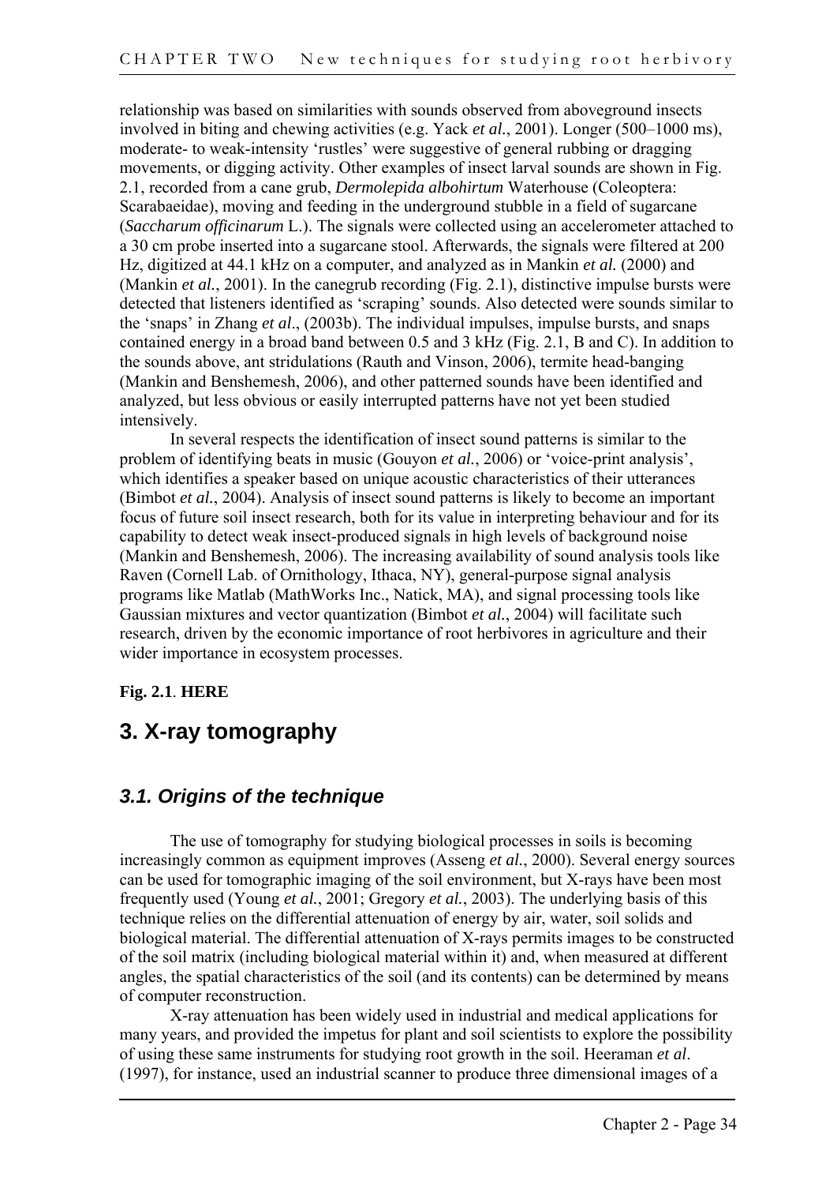relationship was based on similarities with sounds observed from aboveground insects involved in biting and chewing activities (e.g. Yack *et al.*, 2001). Longer (500–1000 ms), moderate- to weak-intensity 'rustles' were suggestive of general rubbing or dragging movements, or digging activity. Other examples of insect larval sounds are shown in Fig. 2.1, recorded from a cane grub, *Dermolepida albohirtum* Waterhouse (Coleoptera: Scarabaeidae), moving and feeding in the underground stubble in a field of sugarcane (*Saccharum officinarum* L.). The signals were collected using an accelerometer attached to a 30 cm probe inserted into a sugarcane stool. Afterwards, the signals were filtered at 200 Hz, digitized at 44.1 kHz on a computer, and analyzed as in Mankin *et al.* (2000) and (Mankin *et al.*, 2001). In the canegrub recording (Fig. 2.1), distinctive impulse bursts were detected that listeners identified as 'scraping' sounds. Also detected were sounds similar to the 'snaps' in Zhang *et al*., (2003b). The individual impulses, impulse bursts, and snaps contained energy in a broad band between 0.5 and 3 kHz (Fig. 2.1, B and C). In addition to the sounds above, ant stridulations (Rauth and Vinson, 2006), termite head-banging (Mankin and Benshemesh, 2006), and other patterned sounds have been identified and analyzed, but less obvious or easily interrupted patterns have not yet been studied intensively.

In several respects the identification of insect sound patterns is similar to the problem of identifying beats in music (Gouyon *et al.*, 2006) or 'voice-print analysis', which identifies a speaker based on unique acoustic characteristics of their utterances (Bimbot *et al.*, 2004). Analysis of insect sound patterns is likely to become an important focus of future soil insect research, both for its value in interpreting behaviour and for its capability to detect weak insect-produced signals in high levels of background noise (Mankin and Benshemesh, 2006). The increasing availability of sound analysis tools like Raven (Cornell Lab. of Ornithology, Ithaca, NY), general-purpose signal analysis programs like Matlab (MathWorks Inc., Natick, MA), and signal processing tools like Gaussian mixtures and vector quantization (Bimbot *et al.*, 2004) will facilitate such research, driven by the economic importance of root herbivores in agriculture and their wider importance in ecosystem processes.

**Fig. 2.1**. **HERE**

# 3. X-ray tomography

## *3.1. Origins of the technique*

The use of tomography for studying biological processes in soils is becoming increasingly common as equipment improves (Asseng *et al.*, 2000). Several energy sources can be used for tomographic imaging of the soil environment, but X-rays have been most frequently used (Young *et al.*, 2001; Gregory *et al.*, 2003). The underlying basis of this technique relies on the differential attenuation of energy by air, water, soil solids and biological material. The differential attenuation of X-rays permits images to be constructed of the soil matrix (including biological material within it) and, when measured at different angles, the spatial characteristics of the soil (and its contents) can be determined by means of computer reconstruction.

X-ray attenuation has been widely used in industrial and medical applications for many years, and provided the impetus for plant and soil scientists to explore the possibility of using these same instruments for studying root growth in the soil. Heeraman *et al.* (1997), for instance, used an industrial scanner to produce three dimensional images of a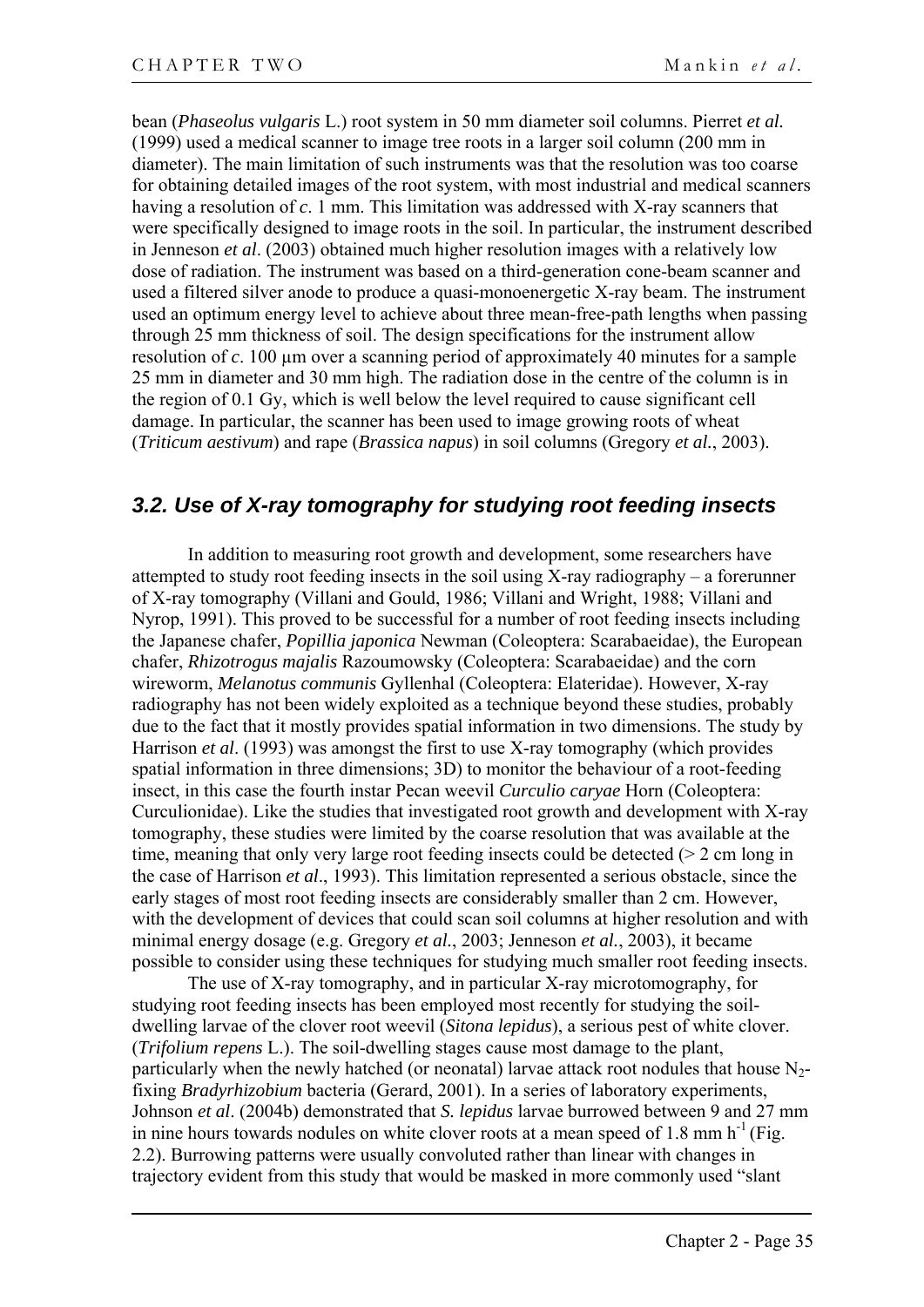bean (*Phaseolus vulgaris* L.) root system in 50 mm diameter soil columns. Pierret *et al.* (1999) used a medical scanner to image tree roots in a larger soil column (200 mm in diameter). The main limitation of such instruments was that the resolution was too coarse for obtaining detailed images of the root system, with most industrial and medical scanners having a resolution of *c*. 1 mm. This limitation was addressed with X-ray scanners that were specifically designed to image roots in the soil. In particular, the instrument described in Jenneson *et al*. (2003) obtained much higher resolution images with a relatively low dose of radiation. The instrument was based on a third-generation cone-beam scanner and used a filtered silver anode to produce a quasi-monoenergetic X-ray beam. The instrument used an optimum energy level to achieve about three mean-free-path lengths when passing through 25 mm thickness of soil. The design specifications for the instrument allow resolution of *c*. 100 µm over a scanning period of approximately 40 minutes for a sample 25 mm in diameter and 30 mm high. The radiation dose in the centre of the column is in the region of 0.1 Gy, which is well below the level required to cause significant cell damage. In particular, the scanner has been used to image growing roots of wheat (*Triticum aestivum*) and rape (*Brassica napus*) in soil columns (Gregory *et al.*, 2003).

## 3.2. Use of X-ray tomography for studying root feeding insects

In addition to measuring root growth and development, some researchers have attempted to study root feeding insects in the soil using X-ray radiography – a forerunner of X-ray tomography (Villani and Gould, 1986; Villani and Wright, 1988; Villani and Nyrop, 1991). This proved to be successful for a number of root feeding insects including the Japanese chafer, *Popillia japonica* Newman (Coleoptera: Scarabaeidae), the European chafer, *Rhizotrogus majalis* Razoumowsky (Coleoptera: Scarabaeidae) and the corn wireworm, *Melanotus communis* Gyllenhal (Coleoptera: Elateridae). However, X-ray radiography has not been widely exploited as a technique beyond these studies, probably due to the fact that it mostly provides spatial information in two dimensions. The study by Harrison *et al*. (1993) was amongst the first to use X-ray tomography (which provides spatial information in three dimensions; 3D) to monitor the behaviour of a root-feeding insect, in this case the fourth instar Pecan weevil *Curculio caryae* Horn (Coleoptera: Curculionidae). Like the studies that investigated root growth and development with X-ray tomography, these studies were limited by the coarse resolution that was available at the time, meaning that only very large root feeding insects could be detected (> 2 cm long in the case of Harrison *et al*., 1993). This limitation represented a serious obstacle, since the early stages of most root feeding insects are considerably smaller than 2 cm. However, with the development of devices that could scan soil columns at higher resolution and with minimal energy dosage (e.g. Gregory *et al.*, 2003; Jenneson *et al.*, 2003), it became possible to consider using these techniques for studying much smaller root feeding insects.

The use of X-ray tomography, and in particular X-ray microtomography, for studying root feeding insects has been employed most recently for studying the soil-dwelling larvae of the clover root weevil (*Sitona lepidus*), a serious pest of white clover. (*Trifolium repens* L.). The soil-dwelling stages cause most damage to the plant, particularly when the newly hatched (or neonatal) larvae attack root nodules that house $N_2$-fixing *Bradyrhizobium* bacteria (Gerard, 2001). In a series of laboratory experiments, Johnson *et al*. (2004b) demonstrated that *S. lepidus* larvae burrowed between 9 and 27 mm in nine hours towards nodules on white clover roots at a mean speed of 1.8 mm $h^{-1}$ (Fig. 2.2). Burrowing patterns were usually convoluted rather than linear with changes in trajectory evident from this study that would be masked in more commonly used "slant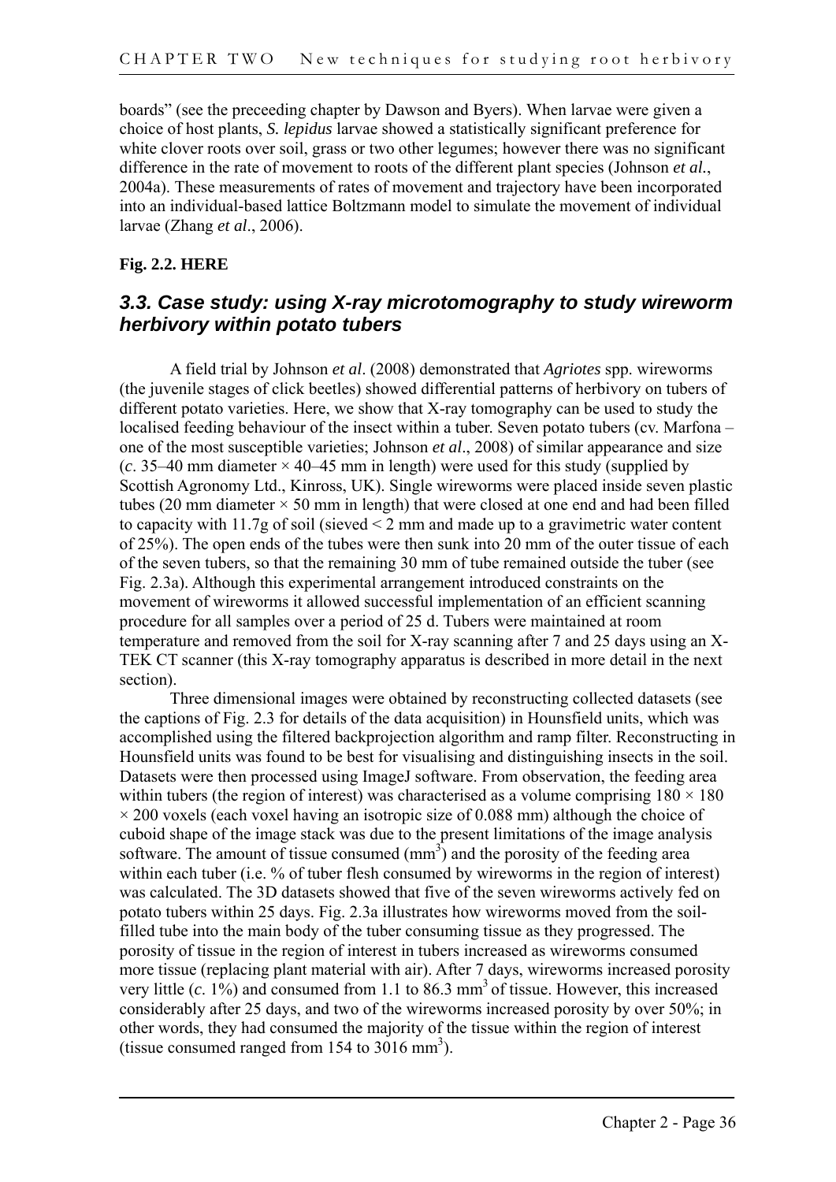boards" (see the preceeding chapter by Dawson and Byers). When larvae were given a choice of host plants, *S. lepidus* larvae showed a statistically significant preference for white clover roots over soil, grass or two other legumes; however there was no significant difference in the rate of movement to roots of the different plant species (Johnson *et al.*, 2004a). These measurements of rates of movement and trajectory have been incorporated into an individual-based lattice Boltzmann model to simulate the movement of individual larvae (Zhang *et al*., 2006).

**Fig. 2.2. HERE**

## *3.3. Case study: using X-ray microtomography to study wireworm herbivory within potato tubers*

A field trial by Johnson *et al*. (2008) demonstrated that *Agriotes* spp. wireworms (the juvenile stages of click beetles) showed differential patterns of herbivory on tubers of different potato varieties. Here, we show that X-ray tomography can be used to study the localised feeding behaviour of the insect within a tuber. Seven potato tubers (cv. Marfona – one of the most susceptible varieties; Johnson *et al*., 2008) of similar appearance and size (*c*. 35–40 mm diameter × 40–45 mm in length) were used for this study (supplied by Scottish Agronomy Ltd., Kinross, UK). Single wireworms were placed inside seven plastic tubes (20 mm diameter × 50 mm in length) that were closed at one end and had been filled to capacity with 11.7g of soil (sieved < 2 mm and made up to a gravimetric water content of 25%). The open ends of the tubes were then sunk into 20 mm of the outer tissue of each of the seven tubers, so that the remaining 30 mm of tube remained outside the tuber (see Fig. 2.3a). Although this experimental arrangement introduced constraints on the movement of wireworms it allowed successful implementation of an efficient scanning procedure for all samples over a period of 25 d. Tubers were maintained at room temperature and removed from the soil for X-ray scanning after 7 and 25 days using an X-TEK CT scanner (this X-ray tomography apparatus is described in more detail in the next section).

Three dimensional images were obtained by reconstructing collected datasets (see the captions of Fig. 2.3 for details of the data acquisition) in Hounsfield units, which was accomplished using the filtered backprojection algorithm and ramp filter. Reconstructing in Hounsfield units was found to be best for visualising and distinguishing insects in the soil. Datasets were then processed using ImageJ software. From observation, the feeding area within tubers (the region of interest) was characterised as a volume comprising 180 × 180 × 200 voxels (each voxel having an isotropic size of 0.088 mm) although the choice of cuboid shape of the image stack was due to the present limitations of the image analysis software. The amount of tissue consumed ($mm^3$) and the porosity of the feeding area within each tuber (i.e. % of tuber flesh consumed by wireworms in the region of interest) was calculated. The 3D datasets showed that five of the seven wireworms actively fed on potato tubers within 25 days. Fig. 2.3a illustrates how wireworms moved from the soil-filled tube into the main body of the tuber consuming tissue as they progressed. The porosity of tissue in the region of interest in tubers increased as wireworms consumed more tissue (replacing plant material with air). After 7 days, wireworms increased porosity very little (*c*. 1%) and consumed from 1.1 to 86.3 $mm^3$ of tissue. However, this increased considerably after 25 days, and two of the wireworms increased porosity by over 50%; in other words, they had consumed the majority of the tissue within the region of interest (tissue consumed ranged from 154 to 3016 $mm^3$).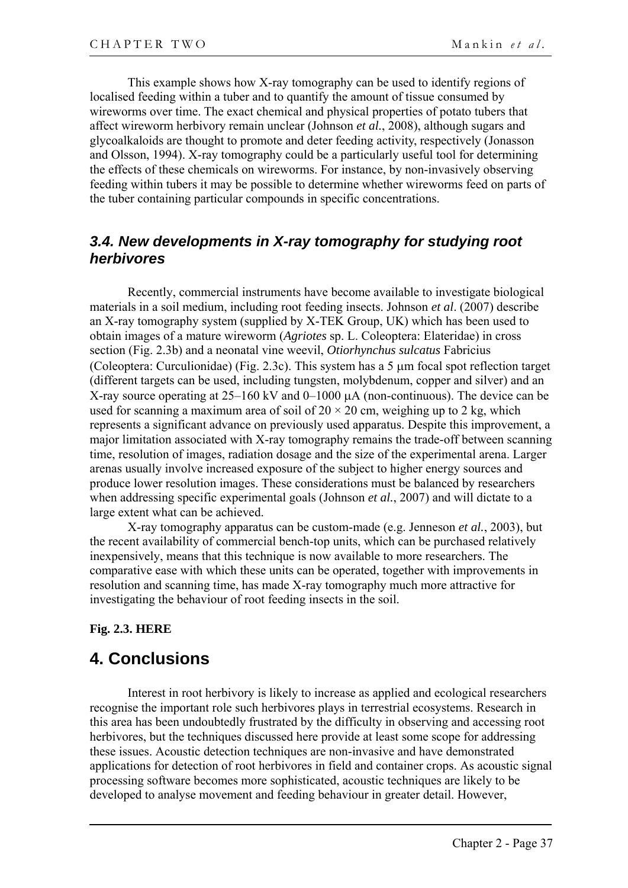This example shows how X-ray tomography can be used to identify regions of localised feeding within a tuber and to quantify the amount of tissue consumed by wireworms over time. The exact chemical and physical properties of potato tubers that affect wireworm herbivory remain unclear (Johnson *et al.*, 2008), although sugars and glycoalkaloids are thought to promote and deter feeding activity, respectively (Jonasson and Olsson, 1994). X-ray tomography could be a particularly useful tool for determining the effects of these chemicals on wireworms. For instance, by non-invasively observing feeding within tubers it may be possible to determine whether wireworms feed on parts of the tuber containing particular compounds in specific concentrations.

### *3.4. New developments in X-ray tomography for studying root herbivores*

Recently, commercial instruments have become available to investigate biological materials in a soil medium, including root feeding insects. Johnson *et al*. (2007) describe an X-ray tomography system (supplied by X-TEK Group, UK) which has been used to obtain images of a mature wireworm (*Agriotes* sp. L. Coleoptera: Elateridae) in cross section (Fig. 2.3b) and a neonatal vine weevil, *Otiorhynchus sulcatus* Fabricius (Coleoptera: Curculionidae) (Fig. 2.3c). This system has a 5 μm focal spot reflection target (different targets can be used, including tungsten, molybdenum, copper and silver) and an X-ray source operating at 25–160 kV and 0–1000 μA (non-continuous). The device can be used for scanning a maximum area of soil of $20 \times 20$ cm, weighing up to 2 kg, which represents a significant advance on previously used apparatus. Despite this improvement, a major limitation associated with X-ray tomography remains the trade-off between scanning time, resolution of images, radiation dosage and the size of the experimental arena. Larger arenas usually involve increased exposure of the subject to higher energy sources and produce lower resolution images. These considerations must be balanced by researchers when addressing specific experimental goals (Johnson *et al.*, 2007) and will dictate to a large extent what can be achieved.

X-ray tomography apparatus can be custom-made (e.g. Jenneson *et al.*, 2003), but the recent availability of commercial bench-top units, which can be purchased relatively inexpensively, means that this technique is now available to more researchers. The comparative ease with which these units can be operated, together with improvements in resolution and scanning time, has made X-ray tomography much more attractive for investigating the behaviour of root feeding insects in the soil.

**Fig. 2.3. HERE**

## 4. Conclusions

Interest in root herbivory is likely to increase as applied and ecological researchers recognise the important role such herbivores plays in terrestrial ecosystems. Research in this area has been undoubtedly frustrated by the difficulty in observing and accessing root herbivores, but the techniques discussed here provide at least some scope for addressing these issues. Acoustic detection techniques are non-invasive and have demonstrated applications for detection of root herbivores in field and container crops. As acoustic signal processing software becomes more sophisticated, acoustic techniques are likely to be developed to analyse movement and feeding behaviour in greater detail. However,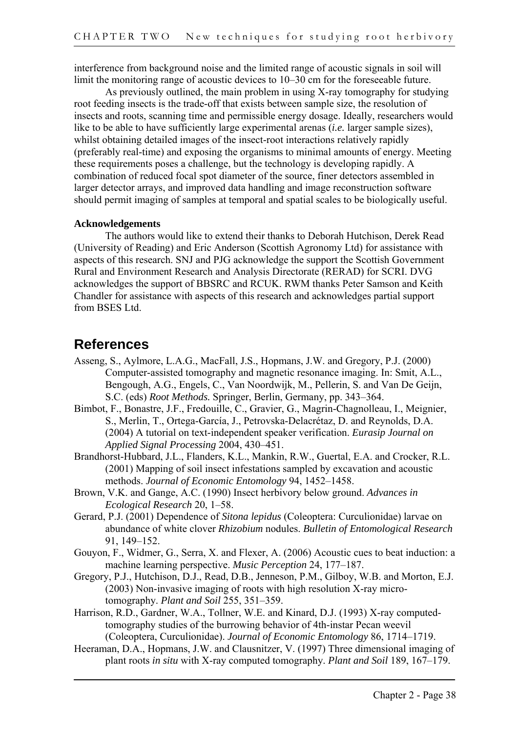interference from background noise and the limited range of acoustic signals in soil will limit the monitoring range of acoustic devices to 10–30 cm for the foreseeable future.

As previously outlined, the main problem in using X-ray tomography for studying root feeding insects is the trade-off that exists between sample size, the resolution of insects and roots, scanning time and permissible energy dosage. Ideally, researchers would like to be able to have sufficiently large experimental arenas (*i.e.* larger sample sizes), whilst obtaining detailed images of the insect-root interactions relatively rapidly (preferably real-time) and exposing the organisms to minimal amounts of energy. Meeting these requirements poses a challenge, but the technology is developing rapidly. A combination of reduced focal spot diameter of the source, finer detectors assembled in larger detector arrays, and improved data handling and image reconstruction software should permit imaging of samples at temporal and spatial scales to be biologically useful.

**Acknowledgements**

The authors would like to extend their thanks to Deborah Hutchison, Derek Read (University of Reading) and Eric Anderson (Scottish Agronomy Ltd) for assistance with aspects of this research. SNJ and PJG acknowledge the support the Scottish Government Rural and Environment Research and Analysis Directorate (RERAD) for SCRI. DVG acknowledges the support of BBSRC and RCUK. RWM thanks Peter Samson and Keith Chandler for assistance with aspects of this research and acknowledges partial support from BSES Ltd.

## References

Asseng, S., Aylmore, L.A.G., MacFall, J.S., Hopmans, J.W. and Gregory, P.J. (2000) Computer-assisted tomography and magnetic resonance imaging. In: Smit, A.L., Bengough, A.G., Engels, C., Van Noordwijk, M., Pellerin, S. and Van De Geijn, S.C. (eds) *Root Methods.* Springer, Berlin, Germany, pp. 343–364.

Bimbot, F., Bonastre, J.F., Fredouille, C., Gravier, G., Magrin-Chagnolleau, I., Meignier, S., Merlin, T., Ortega-García, J., Petrovska-Delacrétaz, D. and Reynolds, D.A. (2004) A tutorial on text-independent speaker verification. *Eurasip Journal on Applied Signal Processing* 2004, 430–451.

Brandhorst-Hubbard, J.L., Flanders, K.L., Mankin, R.W., Guertal, E.A. and Crocker, R.L. (2001) Mapping of soil insect infestations sampled by excavation and acoustic methods. *Journal of Economic Entomology* 94, 1452–1458.

Brown, V.K. and Gange, A.C. (1990) Insect herbivory below ground. *Advances in Ecological Research* 20, 1–58.

Gerard, P.J. (2001) Dependence of *Sitona lepidus* (Coleoptera: Curculionidae) larvae on abundance of white clover *Rhizobium* nodules. *Bulletin of Entomological Research* 91, 149–152.

Gouyon, F., Widmer, G., Serra, X. and Flexer, A. (2006) Acoustic cues to beat induction: a machine learning perspective. *Music Perception* 24, 177–187.

Gregory, P.J., Hutchison, D.J., Read, D.B., Jenneson, P.M., Gilboy, W.B. and Morton, E.J. (2003) Non-invasive imaging of roots with high resolution X-ray micro-tomography. *Plant and Soil* 255, 351–359.

Harrison, R.D., Gardner, W.A., Tollner, W.E. and Kinard, D.J. (1993) X-ray computed-tomography studies of the burrowing behavior of 4th-instar Pecan weevil (Coleoptera, Curculionidae). *Journal of Economic Entomology* 86, 1714–1719.

Heeraman, D.A., Hopmans, J.W. and Clausnitzer, V. (1997) Three dimensional imaging of plant roots *in situ* with X-ray computed tomography. *Plant and Soil* 189, 167–179.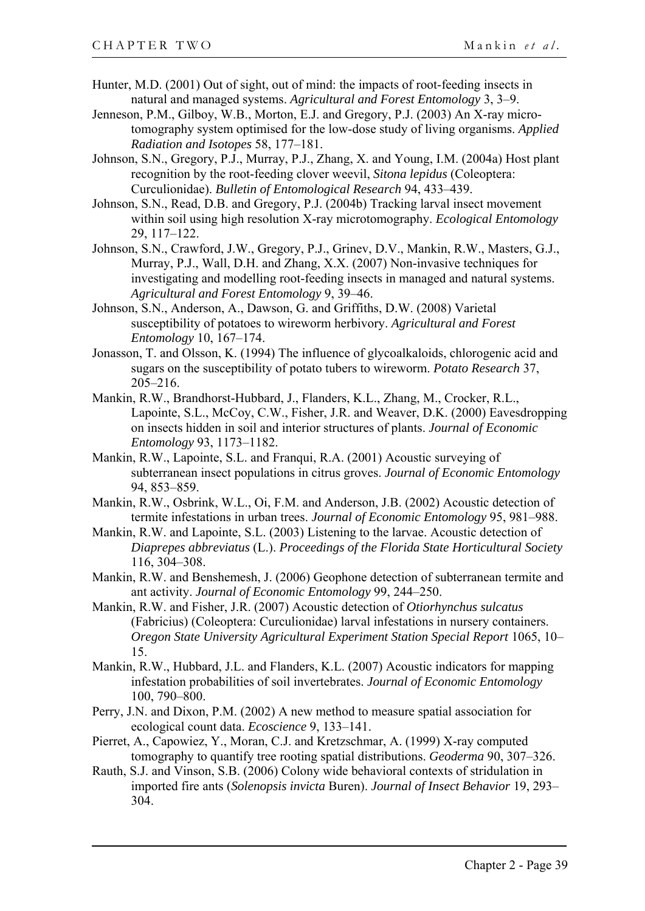Hunter, M.D. (2001) Out of sight, out of mind: the impacts of root-feeding insects in natural and managed systems. *Agricultural and Forest Entomology* 3, 3–9.

Jenneson, P.M., Gilboy, W.B., Morton, E.J. and Gregory, P.J. (2003) An X-ray micro-tomography system optimised for the low-dose study of living organisms. *Applied Radiation and Isotopes* 58, 177–181.

Johnson, S.N., Gregory, P.J., Murray, P.J., Zhang, X. and Young, I.M. (2004a) Host plant recognition by the root-feeding clover weevil, *Sitona lepidus* (Coleoptera: Curculionidae). *Bulletin of Entomological Research* 94, 433–439.

Johnson, S.N., Read, D.B. and Gregory, P.J. (2004b) Tracking larval insect movement within soil using high resolution X-ray microtomography. *Ecological Entomology* 29, 117–122.

Johnson, S.N., Crawford, J.W., Gregory, P.J., Grinev, D.V., Mankin, R.W., Masters, G.J., Murray, P.J., Wall, D.H. and Zhang, X.X. (2007) Non-invasive techniques for investigating and modelling root-feeding insects in managed and natural systems. *Agricultural and Forest Entomology* 9, 39–46.

Johnson, S.N., Anderson, A., Dawson, G. and Griffiths, D.W. (2008) Varietal susceptibility of potatoes to wireworm herbivory. *Agricultural and Forest Entomology* 10, 167–174.

Jonasson, T. and Olsson, K. (1994) The influence of glycoalkaloids, chlorogenic acid and sugars on the susceptibility of potato tubers to wireworm. *Potato Research* 37, 205–216.

Mankin, R.W., Brandhorst-Hubbard, J., Flanders, K.L., Zhang, M., Crocker, R.L., Lapointe, S.L., McCoy, C.W., Fisher, J.R. and Weaver, D.K. (2000) Eavesdropping on insects hidden in soil and interior structures of plants. *Journal of Economic Entomology* 93, 1173–1182.

Mankin, R.W., Lapointe, S.L. and Franqui, R.A. (2001) Acoustic surveying of subterranean insect populations in citrus groves. *Journal of Economic Entomology* 94, 853–859.

Mankin, R.W., Osbrink, W.L., Oi, F.M. and Anderson, J.B. (2002) Acoustic detection of termite infestations in urban trees. *Journal of Economic Entomology* 95, 981–988.

Mankin, R.W. and Lapointe, S.L. (2003) Listening to the larvae. Acoustic detection of *Diaprepes abbreviatus* (L.). *Proceedings of the Florida State Horticultural Society* 116, 304–308.

Mankin, R.W. and Benshemesh, J. (2006) Geophone detection of subterranean termite and ant activity. *Journal of Economic Entomology* 99, 244–250.

Mankin, R.W. and Fisher, J.R. (2007) Acoustic detection of *Otiorhynchus sulcatus* (Fabricius) (Coleoptera: Curculionidae) larval infestations in nursery containers. *Oregon State University Agricultural Experiment Station Special Report* 1065, 10–15.

Mankin, R.W., Hubbard, J.L. and Flanders, K.L. (2007) Acoustic indicators for mapping infestation probabilities of soil invertebrates. *Journal of Economic Entomology* 100, 790–800.

Perry, J.N. and Dixon, P.M. (2002) A new method to measure spatial association for ecological count data. *Ecoscience* 9, 133–141.

Pierret, A., Capowiez, Y., Moran, C.J. and Kretzschmar, A. (1999) X-ray computed tomography to quantify tree rooting spatial distributions. *Geoderma* 90, 307–326.

Rauth, S.J. and Vinson, S.B. (2006) Colony wide behavioral contexts of stridulation in imported fire ants (*Solenopsis invicta* Buren). *Journal of Insect Behavior* 19, 293–304.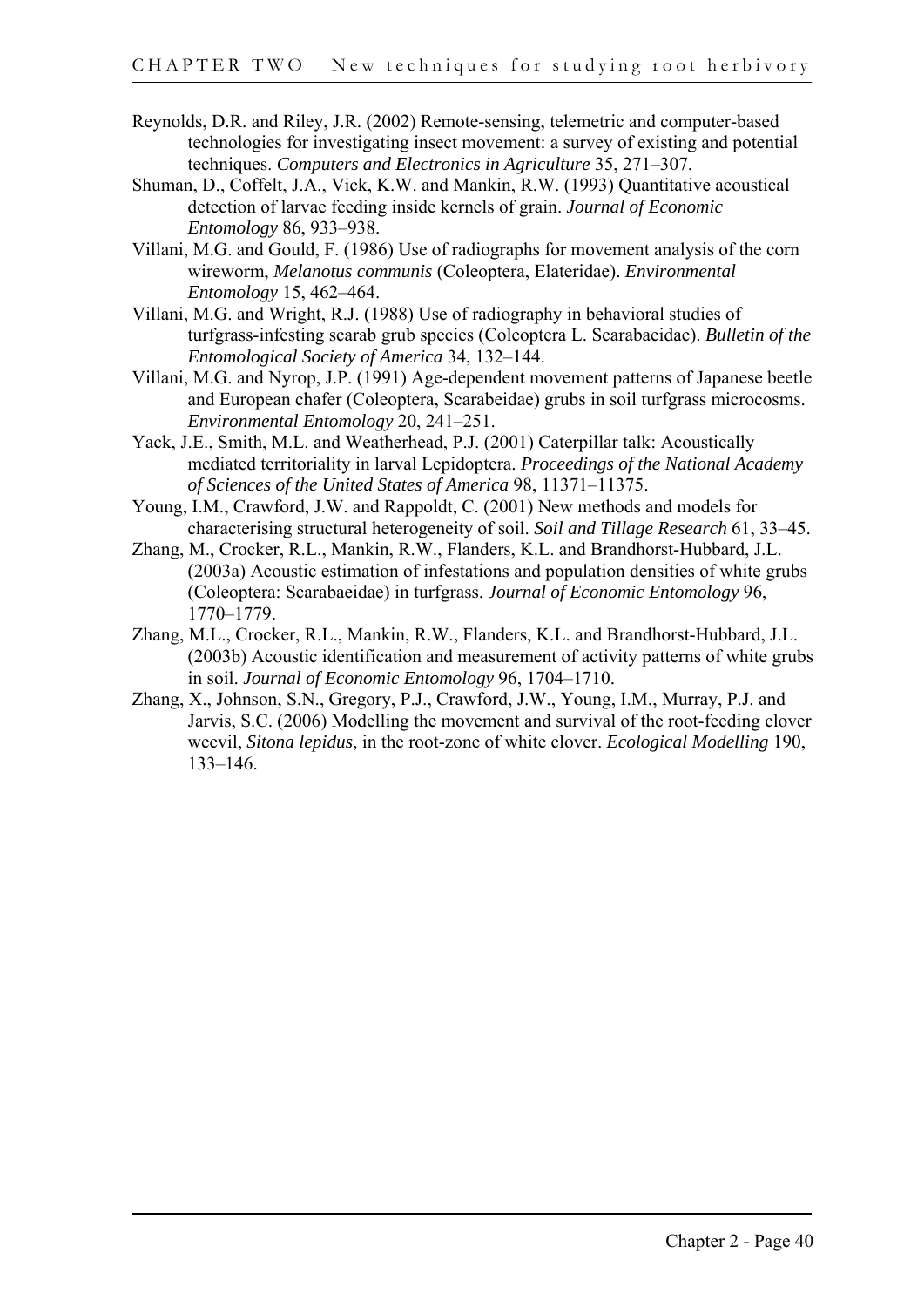Reynolds, D.R. and Riley, J.R. (2002) Remote-sensing, telemetric and computer-based technologies for investigating insect movement: a survey of existing and potential techniques. *Computers and Electronics in Agriculture* 35, 271–307.

Shuman, D., Coffelt, J.A., Vick, K.W. and Mankin, R.W. (1993) Quantitative acoustical detection of larvae feeding inside kernels of grain. *Journal of Economic Entomology* 86, 933–938.

Villani, M.G. and Gould, F. (1986) Use of radiographs for movement analysis of the corn wireworm, *Melanotus communis* (Coleoptera, Elateridae). *Environmental Entomology* 15, 462–464.

Villani, M.G. and Wright, R.J. (1988) Use of radiography in behavioral studies of turfgrass-infesting scarab grub species (Coleoptera L. Scarabaeidae). *Bulletin of the Entomological Society of America* 34, 132–144.

Villani, M.G. and Nyrop, J.P. (1991) Age-dependent movement patterns of Japanese beetle and European chafer (Coleoptera, Scarabeidae) grubs in soil turfgrass microcosms. *Environmental Entomology* 20, 241–251.

Yack, J.E., Smith, M.L. and Weatherhead, P.J. (2001) Caterpillar talk: Acoustically mediated territoriality in larval Lepidoptera. *Proceedings of the National Academy of Sciences of the United States of America* 98, 11371–11375.

Young, I.M., Crawford, J.W. and Rappoldt, C. (2001) New methods and models for characterising structural heterogeneity of soil. *Soil and Tillage Research* 61, 33–45.

Zhang, M., Crocker, R.L., Mankin, R.W., Flanders, K.L. and Brandhorst-Hubbard, J.L. (2003a) Acoustic estimation of infestations and population densities of white grubs (Coleoptera: Scarabaeidae) in turfgrass. *Journal of Economic Entomology* 96, 1770–1779.

Zhang, M.L., Crocker, R.L., Mankin, R.W., Flanders, K.L. and Brandhorst-Hubbard, J.L. (2003b) Acoustic identification and measurement of activity patterns of white grubs in soil. *Journal of Economic Entomology* 96, 1704–1710.

Zhang, X., Johnson, S.N., Gregory, P.J., Crawford, J.W., Young, I.M., Murray, P.J. and Jarvis, S.C. (2006) Modelling the movement and survival of the root-feeding clover weevil, *Sitona lepidus*, in the root-zone of white clover. *Ecological Modelling* 190, 133–146.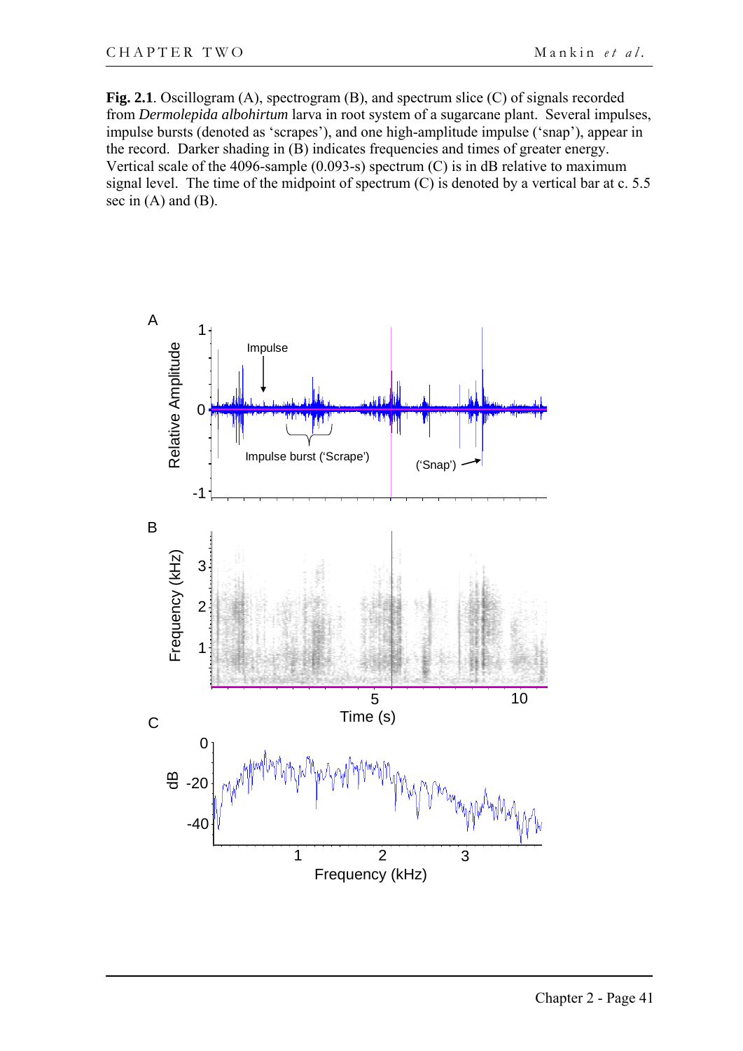**Fig. 2.1**. Oscillogram (A), spectrogram (B), and spectrum slice (C) of signals recorded from *Dermolepida albohirtum* larva in root system of a sugarcane plant. Several impulses, impulse bursts (denoted as 'scrapes'), and one high-amplitude impulse ('snap'), appear in the record. Darker shading in (B) indicates frequencies and times of greater energy. Vertical scale of the 4096-sample (0.093-s) spectrum (C) is in dB relative to maximum signal level. The time of the midpoint of spectrum (C) is denoted by a vertical bar at c. 5.5 sec in (A) and (B).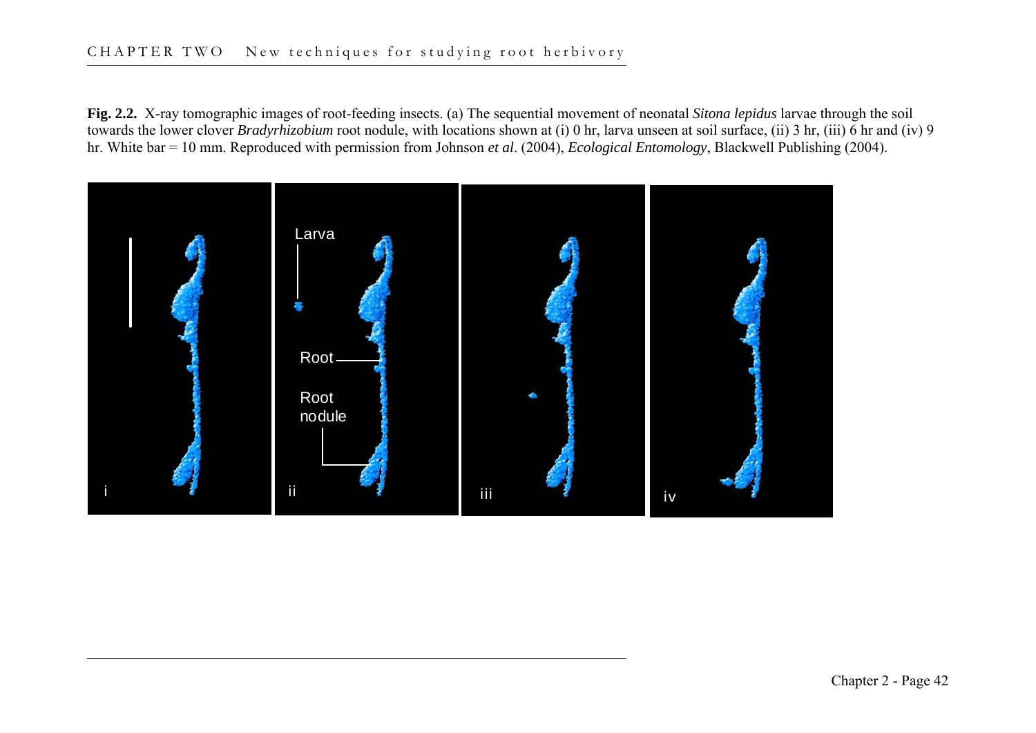**Fig. 2.2.** X-ray tomographic images of root-feeding insects. (a) The sequential movement of neonatal *Sitona lepidus* larvae through the soil towards the lower clover *Bradyrhizobium* root nodule, with locations shown at (i) 0 hr, larva unseen at soil surface, (ii) 3 hr, (iii) 6 hr and (iv) 9 hr. White bar = 10 mm. Reproduced with permission from Johnson *et al*. (2004), *Ecological Entomology*, Blackwell Publishing (2004).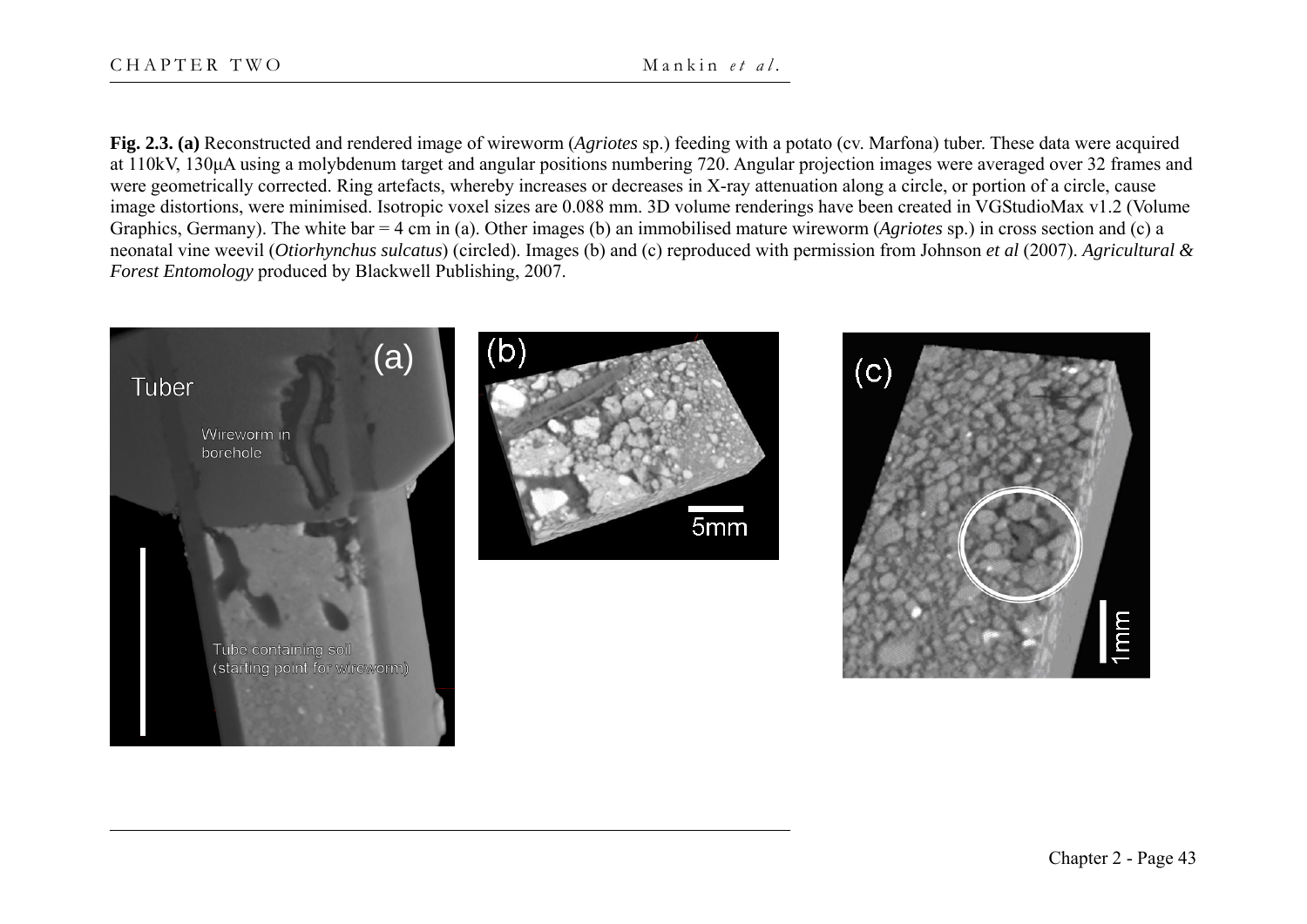**Fig. 2.3. (a)** Reconstructed and rendered image of wireworm (*Agriotes* sp.) feeding with a potato (cv. Marfona) tuber. These data were acquired at 110kV, 130μA using a molybdenum target and angular positions numbering 720. Angular projection images were averaged over 32 frames and were geometrically corrected. Ring artefacts, whereby increases or decreases in X-ray attenuation along a circle, or portion of a circle, cause image distortions, were minimised. Isotropic voxel sizes are 0.088 mm. 3D volume renderings have been created in VGStudioMax v1.2 (Volume Graphics, Germany). The white bar = 4 cm in (a). Other images (b) an immobilised mature wireworm (*Agriotes* sp.) in cross section and (c) a neonatal vine weevil (*Otiorhynchus sulcatus*) (circled). Images (b) and (c) reproduced with permission from Johnson *et al* (2007). *Agricultural & Forest Entomology* produced by Blackwell Publishing, 2007.

(a)

Tuber

Wireworm in borehole

Tube containing soil (starting point for wireworm)

(b)

5mm

(c)

1mm